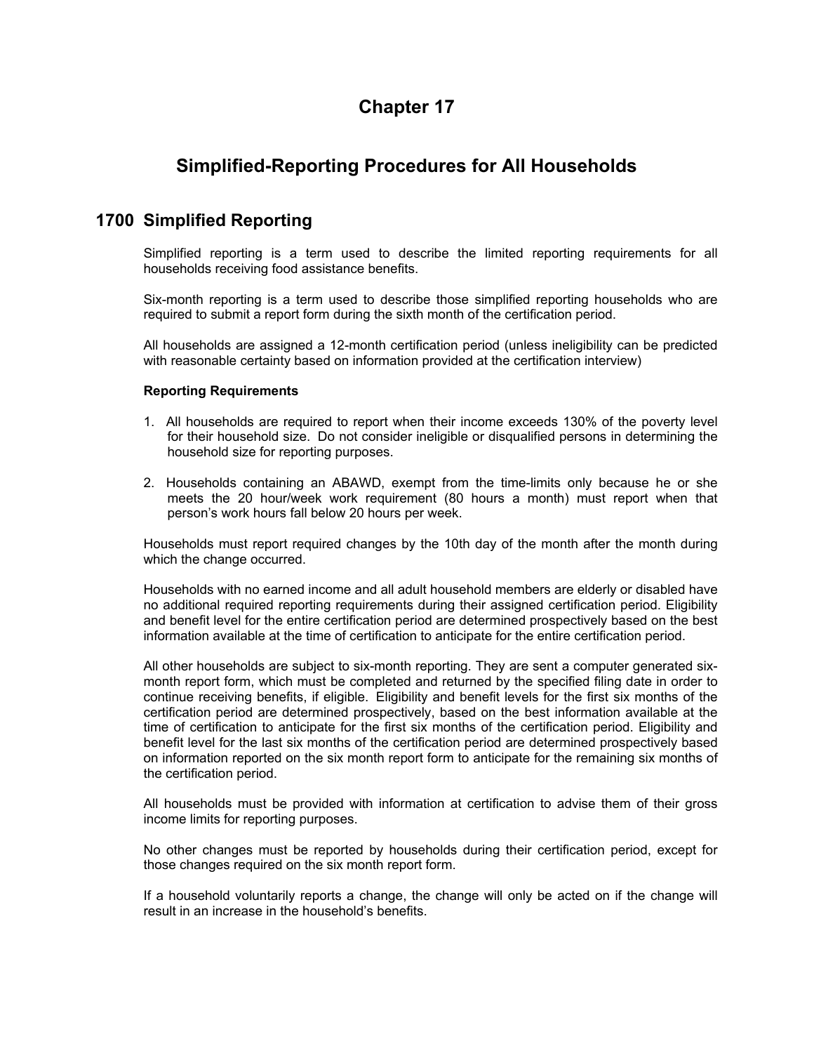# Chapter 17

# Simplified-Reporting Procedures for All Households

## 1700 Simplified Reporting

Simplified reporting is a term used to describe the limited reporting requirements for all households receiving food assistance benefits.

Six-month reporting is a term used to describe those simplified reporting households who are required to submit a report form during the sixth month of the certification period.

All households are assigned a 12-month certification period (unless ineligibility can be predicted with reasonable certainty based on information provided at the certification interview)

**Reporting Requirements**

1. All households are required to report when their income exceeds 130% of the poverty level for their household size. Do not consider ineligible or disqualified persons in determining the household size for reporting purposes.

2. Households containing an ABAWD, exempt from the time-limits only because he or she meets the 20 hour/week work requirement (80 hours a month) must report when that person's work hours fall below 20 hours per week.

Households must report required changes by the 10th day of the month after the month during which the change occurred.

Households with no earned income and all adult household members are elderly or disabled have no additional required reporting requirements during their assigned certification period. Eligibility and benefit level for the entire certification period are determined prospectively based on the best information available at the time of certification to anticipate for the entire certification period.

All other households are subject to six-month reporting. They are sent a computer generated six-month report form, which must be completed and returned by the specified filing date in order to continue receiving benefits, if eligible. Eligibility and benefit levels for the first six months of the certification period are determined prospectively, based on the best information available at the time of certification to anticipate for the first six months of the certification period. Eligibility and benefit level for the last six months of the certification period are determined prospectively based on information reported on the six month report form to anticipate for the remaining six months of the certification period.

All households must be provided with information at certification to advise them of their gross income limits for reporting purposes.

No other changes must be reported by households during their certification period, except for those changes required on the six month report form.

If a household voluntarily reports a change, the change will only be acted on if the change will result in an increase in the household's benefits.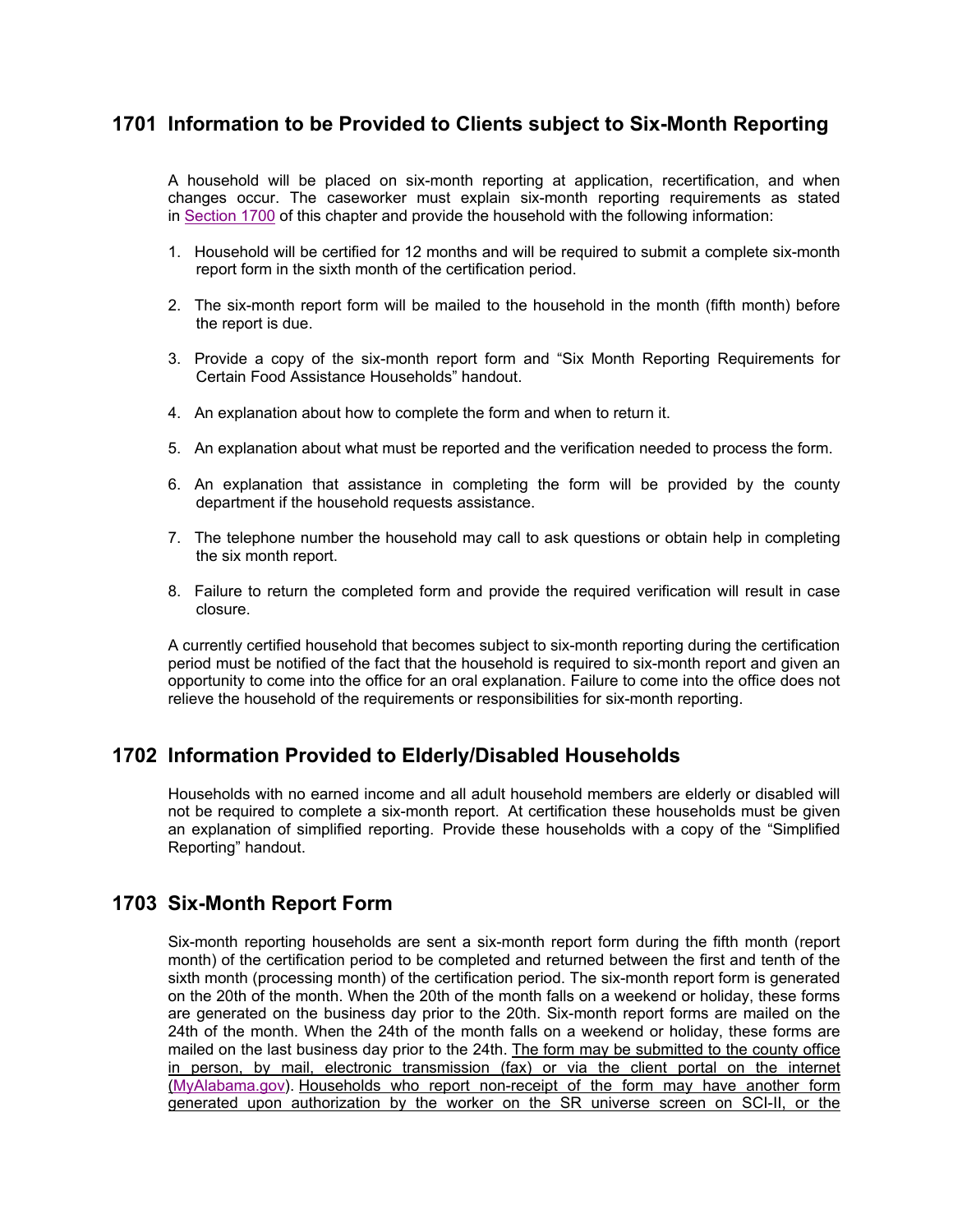## 1701 Information to be Provided to Clients subject to Six-Month Reporting

A household will be placed on six-month reporting at application, recertification, and when changes occur. The caseworker must explain six-month reporting requirements as stated in Section 1700 of this chapter and provide the household with the following information:

1. Household will be certified for 12 months and will be required to submit a complete six-month report form in the sixth month of the certification period.

2. The six-month report form will be mailed to the household in the month (fifth month) before the report is due.

3. Provide a copy of the six-month report form and "Six Month Reporting Requirements for Certain Food Assistance Households" handout.

4. An explanation about how to complete the form and when to return it.

5. An explanation about what must be reported and the verification needed to process the form.

6. An explanation that assistance in completing the form will be provided by the county department if the household requests assistance.

7. The telephone number the household may call to ask questions or obtain help in completing the six month report.

8. Failure to return the completed form and provide the required verification will result in case closure.

A currently certified household that becomes subject to six-month reporting during the certification period must be notified of the fact that the household is required to six-month report and given an opportunity to come into the office for an oral explanation. Failure to come into the office does not relieve the household of the requirements or responsibilities for six-month reporting.

## 1702 Information Provided to Elderly/Disabled Households

Households with no earned income and all adult household members are elderly or disabled will not be required to complete a six-month report. At certification these households must be given an explanation of simplified reporting. Provide these households with a copy of the "Simplified Reporting" handout.

## 1703 Six-Month Report Form

Six-month reporting households are sent a six-month report form during the fifth month (report month) of the certification period to be completed and returned between the first and tenth of the sixth month (processing month) of the certification period. The six-month report form is generated on the 20th of the month. When the 20th of the month falls on a weekend or holiday, these forms are generated on the business day prior to the 20th. Six-month report forms are mailed on the 24th of the month. When the 24th of the month falls on a weekend or holiday, these forms are mailed on the last business day prior to the 24th. The form may be submitted to the county office in person, by mail, electronic transmission (fax) or via the client portal on the internet (MyAlabama.gov). Households who report non-receipt of the form may have another form generated upon authorization by the worker on the SR universe screen on SCI-II, or the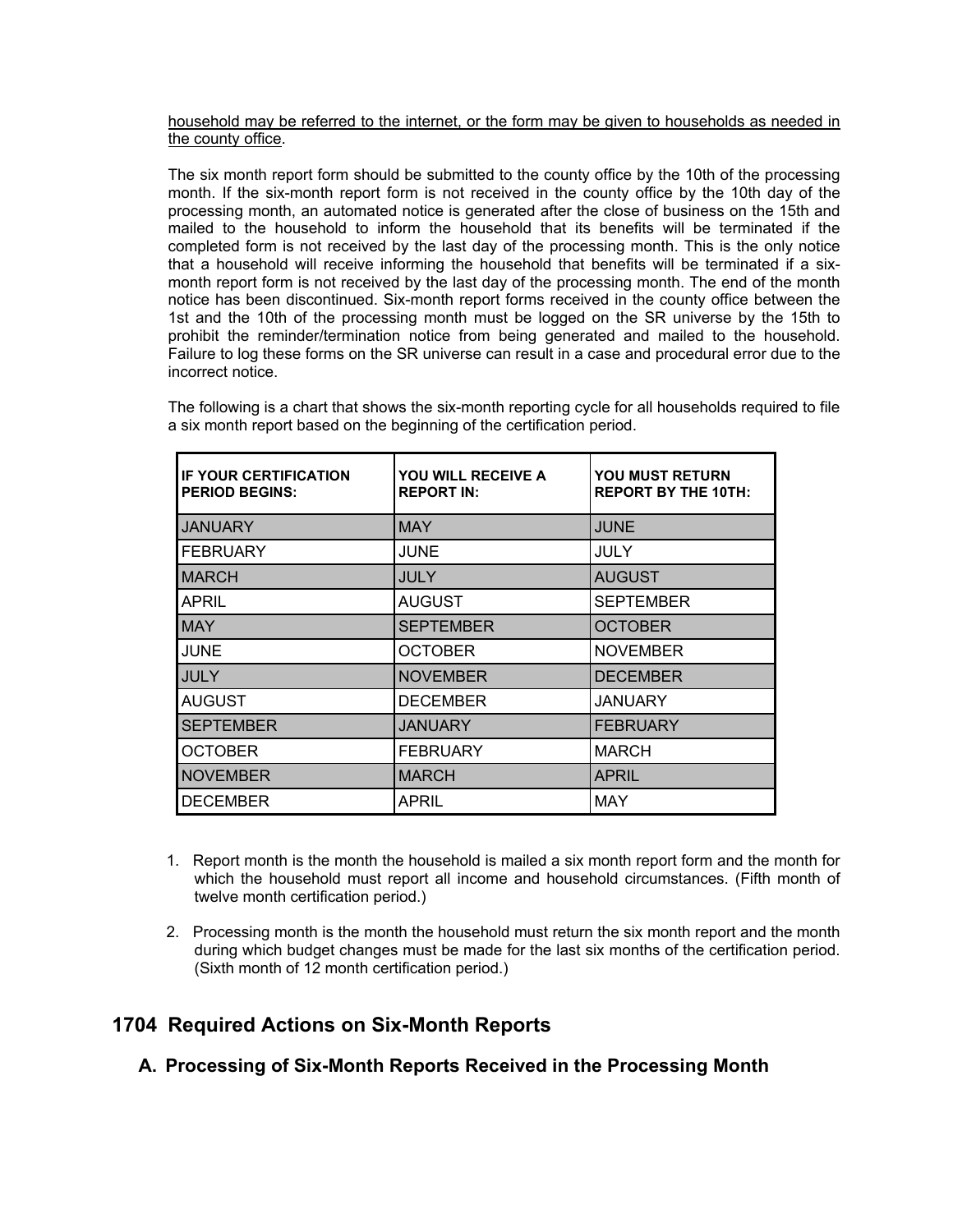household may be referred to the internet, or the form may be given to households as needed in the county office.

The six month report form should be submitted to the county office by the 10th of the processing month. If the six-month report form is not received in the county office by the 10th day of the processing month, an automated notice is generated after the close of business on the 15th and mailed to the household to inform the household that its benefits will be terminated if the completed form is not received by the last day of the processing month. This is the only notice that a household will receive informing the household that benefits will be terminated if a six-month report form is not received by the last day of the processing month. The end of the month notice has been discontinued. Six-month report forms received in the county office between the 1st and the 10th of the processing month must be logged on the SR universe by the 15th to prohibit the reminder/termination notice from being generated and mailed to the household. Failure to log these forms on the SR universe can result in a case and procedural error due to the incorrect notice.

The following is a chart that shows the six-month reporting cycle for all households required to file a six month report based on the beginning of the certification period.

| IF YOUR CERTIFICATION PERIOD BEGINS: | YOU WILL RECEIVE A REPORT IN: | YOU MUST RETURN REPORT BY THE 10TH: |
|---|---|---|
| JANUARY | MAY | JUNE |
| FEBRUARY | JUNE | JULY |
| MARCH | JULY | AUGUST |
| APRIL | AUGUST | SEPTEMBER |
| MAY | SEPTEMBER | OCTOBER |
| JUNE | OCTOBER | NOVEMBER |
| JULY | NOVEMBER | DECEMBER |
| AUGUST | DECEMBER | JANUARY |
| SEPTEMBER | JANUARY | FEBRUARY |
| OCTOBER | FEBRUARY | MARCH |
| NOVEMBER | MARCH | APRIL |
| DECEMBER | APRIL | MAY |

1. Report month is the month the household is mailed a six month report form and the month for which the household must report all income and household circumstances. (Fifth month of twelve month certification period.)

2. Processing month is the month the household must return the six month report and the month during which budget changes must be made for the last six months of the certification period. (Sixth month of 12 month certification period.)

## 1704 Required Actions on Six-Month Reports

### A. Processing of Six-Month Reports Received in the Processing Month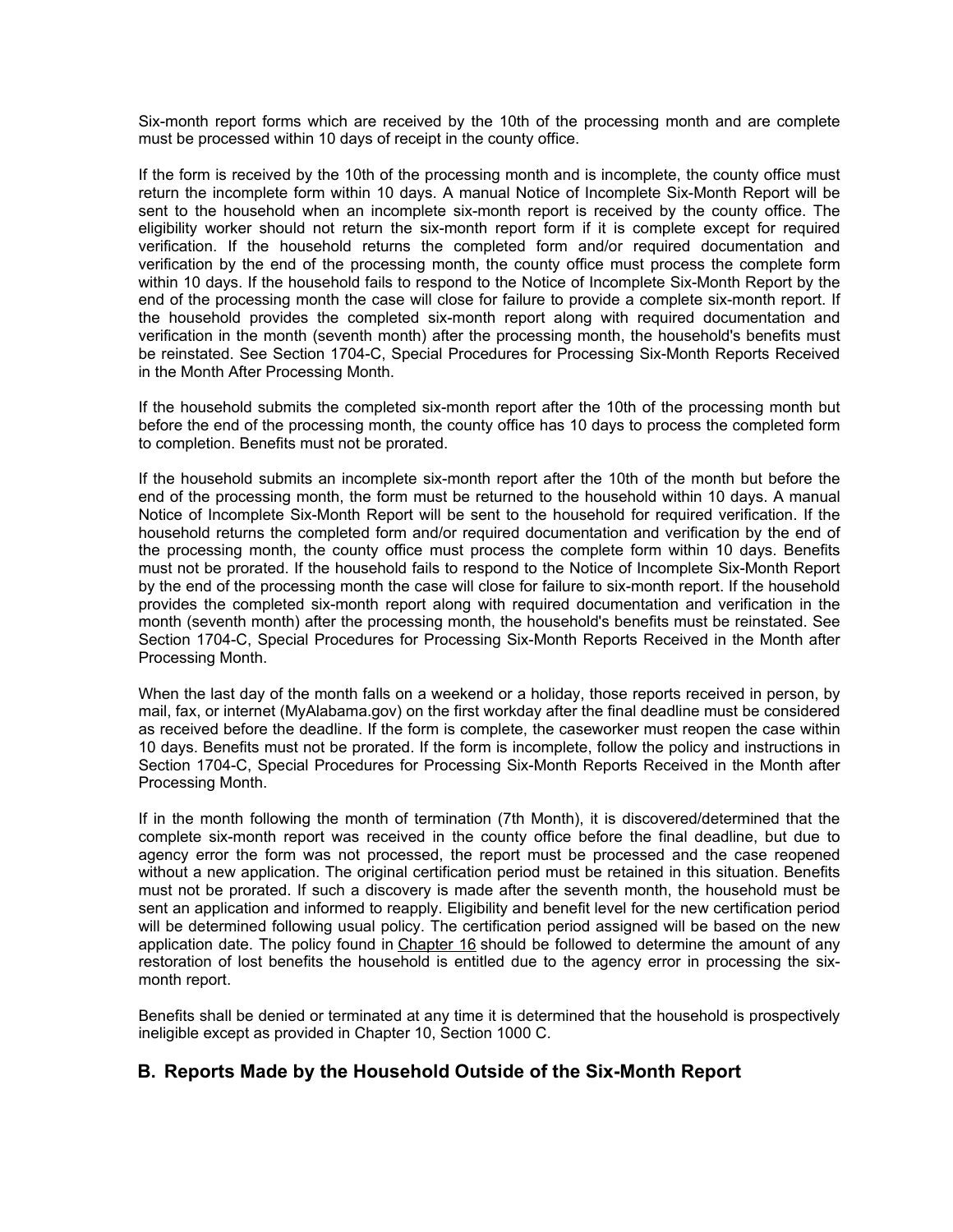Six-month report forms which are received by the 10th of the processing month and are complete must be processed within 10 days of receipt in the county office.

If the form is received by the 10th of the processing month and is incomplete, the county office must return the incomplete form within 10 days. A manual Notice of Incomplete Six-Month Report will be sent to the household when an incomplete six-month report is received by the county office. The eligibility worker should not return the six-month report form if it is complete except for required verification. If the household returns the completed form and/or required documentation and verification by the end of the processing month, the county office must process the complete form within 10 days. If the household fails to respond to the Notice of Incomplete Six-Month Report by the end of the processing month the case will close for failure to provide a complete six-month report. If the household provides the completed six-month report along with required documentation and verification in the month (seventh month) after the processing month, the household's benefits must be reinstated. See Section 1704-C, Special Procedures for Processing Six-Month Reports Received in the Month After Processing Month.

If the household submits the completed six-month report after the 10th of the processing month but before the end of the processing month, the county office has 10 days to process the completed form to completion. Benefits must not be prorated.

If the household submits an incomplete six-month report after the 10th of the month but before the end of the processing month, the form must be returned to the household within 10 days. A manual Notice of Incomplete Six-Month Report will be sent to the household for required verification. If the household returns the completed form and/or required documentation and verification by the end of the processing month, the county office must process the complete form within 10 days. Benefits must not be prorated. If the household fails to respond to the Notice of Incomplete Six-Month Report by the end of the processing month the case will close for failure to six-month report. If the household provides the completed six-month report along with required documentation and verification in the month (seventh month) after the processing month, the household's benefits must be reinstated. See Section 1704-C, Special Procedures for Processing Six-Month Reports Received in the Month after Processing Month.

When the last day of the month falls on a weekend or a holiday, those reports received in person, by mail, fax, or internet (MyAlabama.gov) on the first workday after the final deadline must be considered as received before the deadline. If the form is complete, the caseworker must reopen the case within 10 days. Benefits must not be prorated. If the form is incomplete, follow the policy and instructions in Section 1704-C, Special Procedures for Processing Six-Month Reports Received in the Month after Processing Month.

If in the month following the month of termination (7th Month), it is discovered/determined that the complete six-month report was received in the county office before the final deadline, but due to agency error the form was not processed, the report must be processed and the case reopened without a new application. The original certification period must be retained in this situation. Benefits must not be prorated. If such a discovery is made after the seventh month, the household must be sent an application and informed to reapply. Eligibility and benefit level for the new certification period will be determined following usual policy. The certification period assigned will be based on the new application date. The policy found in Chapter 16 should be followed to determine the amount of any restoration of lost benefits the household is entitled due to the agency error in processing the six-month report.

Benefits shall be denied or terminated at any time it is determined that the household is prospectively ineligible except as provided in Chapter 10, Section 1000 C.

## B. Reports Made by the Household Outside of the Six-Month Report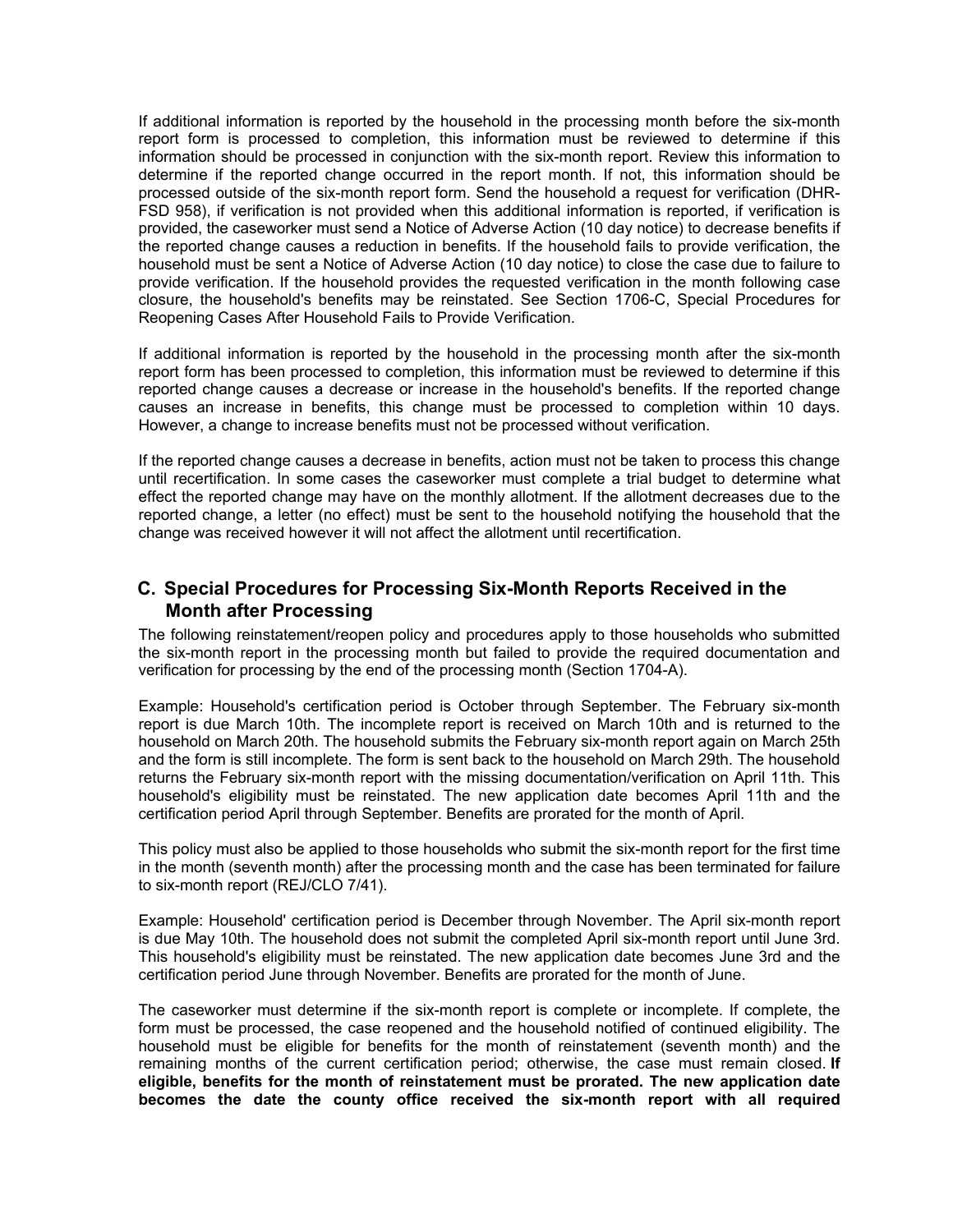If additional information is reported by the household in the processing month before the six-month report form is processed to completion, this information must be reviewed to determine if this information should be processed in conjunction with the six-month report. Review this information to determine if the reported change occurred in the report month. If not, this information should be processed outside of the six-month report form. Send the household a request for verification (DHR-FSD 958), if verification is not provided when this additional information is reported, if verification is provided, the caseworker must send a Notice of Adverse Action (10 day notice) to decrease benefits if the reported change causes a reduction in benefits. If the household fails to provide verification, the household must be sent a Notice of Adverse Action (10 day notice) to close the case due to failure to provide verification. If the household provides the requested verification in the month following case closure, the household's benefits may be reinstated. See Section 1706-C, Special Procedures for Reopening Cases After Household Fails to Provide Verification.

If additional information is reported by the household in the processing month after the six-month report form has been processed to completion, this information must be reviewed to determine if this reported change causes a decrease or increase in the household's benefits. If the reported change causes an increase in benefits, this change must be processed to completion within 10 days. However, a change to increase benefits must not be processed without verification.

If the reported change causes a decrease in benefits, action must not be taken to process this change until recertification. In some cases the caseworker must complete a trial budget to determine what effect the reported change may have on the monthly allotment. If the allotment decreases due to the reported change, a letter (no effect) must be sent to the household notifying the household that the change was received however it will not affect the allotment until recertification.

## C. Special Procedures for Processing Six-Month Reports Received in the Month after Processing

The following reinstatement/reopen policy and procedures apply to those households who submitted the six-month report in the processing month but failed to provide the required documentation and verification for processing by the end of the processing month (Section 1704-A).

Example: Household's certification period is October through September. The February six-month report is due March 10th. The incomplete report is received on March 10th and is returned to the household on March 20th. The household submits the February six-month report again on March 25th and the form is still incomplete. The form is sent back to the household on March 29th. The household returns the February six-month report with the missing documentation/verification on April 11th. This household's eligibility must be reinstated. The new application date becomes April 11th and the certification period April through September. Benefits are prorated for the month of April.

This policy must also be applied to those households who submit the six-month report for the first time in the month (seventh month) after the processing month and the case has been terminated for failure to six-month report (REJ/CLO 7/41).

Example: Household' certification period is December through November. The April six-month report is due May 10th. The household does not submit the completed April six-month report until June 3rd. This household's eligibility must be reinstated. The new application date becomes June 3rd and the certification period June through November. Benefits are prorated for the month of June.

The caseworker must determine if the six-month report is complete or incomplete. If complete, the form must be processed, the case reopened and the household notified of continued eligibility. The household must be eligible for benefits for the month of reinstatement (seventh month) and the remaining months of the current certification period; otherwise, the case must remain closed. **If eligible, benefits for the month of reinstatement must be prorated. The new application date becomes the date the county office received the six-month report with all required**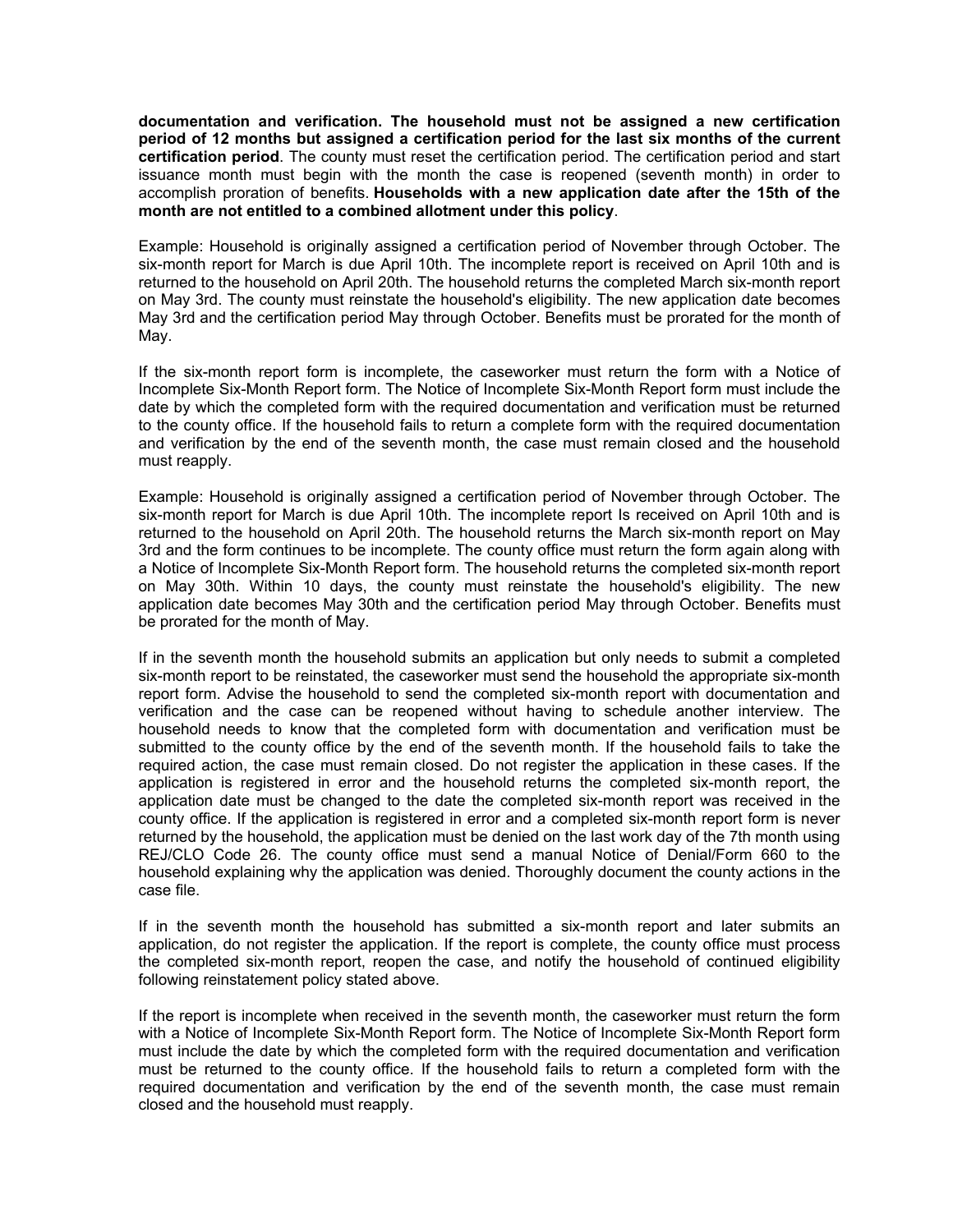**documentation and verification. The household must not be assigned a new certification period of 12 months but assigned a certification period for the last six months of the current certification period**. The county must reset the certification period. The certification period and start issuance month must begin with the month the case is reopened (seventh month) in order to accomplish proration of benefits. **Households with a new application date after the 15th of the month are not entitled to a combined allotment under this policy**.

Example: Household is originally assigned a certification period of November through October. The six-month report for March is due April 10th. The incomplete report is received on April 10th and is returned to the household on April 20th. The household returns the completed March six-month report on May 3rd. The county must reinstate the household's eligibility. The new application date becomes May 3rd and the certification period May through October. Benefits must be prorated for the month of May.

If the six-month report form is incomplete, the caseworker must return the form with a Notice of Incomplete Six-Month Report form. The Notice of Incomplete Six-Month Report form must include the date by which the completed form with the required documentation and verification must be returned to the county office. If the household fails to return a complete form with the required documentation and verification by the end of the seventh month, the case must remain closed and the household must reapply.

Example: Household is originally assigned a certification period of November through October. The six-month report for March is due April 10th. The incomplete report Is received on April 10th and is returned to the household on April 20th. The household returns the March six-month report on May 3rd and the form continues to be incomplete. The county office must return the form again along with a Notice of Incomplete Six-Month Report form. The household returns the completed six-month report on May 30th. Within 10 days, the county must reinstate the household's eligibility. The new application date becomes May 30th and the certification period May through October. Benefits must be prorated for the month of May.

If in the seventh month the household submits an application but only needs to submit a completed six-month report to be reinstated, the caseworker must send the household the appropriate six-month report form. Advise the household to send the completed six-month report with documentation and verification and the case can be reopened without having to schedule another interview. The household needs to know that the completed form with documentation and verification must be submitted to the county office by the end of the seventh month. If the household fails to take the required action, the case must remain closed. Do not register the application in these cases. If the application is registered in error and the household returns the completed six-month report, the application date must be changed to the date the completed six-month report was received in the county office. If the application is registered in error and a completed six-month report form is never returned by the household, the application must be denied on the last work day of the 7th month using REJ/CLO Code 26. The county office must send a manual Notice of Denial/Form 660 to the household explaining why the application was denied. Thoroughly document the county actions in the case file.

If in the seventh month the household has submitted a six-month report and later submits an application, do not register the application. If the report is complete, the county office must process the completed six-month report, reopen the case, and notify the household of continued eligibility following reinstatement policy stated above.

If the report is incomplete when received in the seventh month, the caseworker must return the form with a Notice of Incomplete Six-Month Report form. The Notice of Incomplete Six-Month Report form must include the date by which the completed form with the required documentation and verification must be returned to the county office. If the household fails to return a completed form with the required documentation and verification by the end of the seventh month, the case must remain closed and the household must reapply.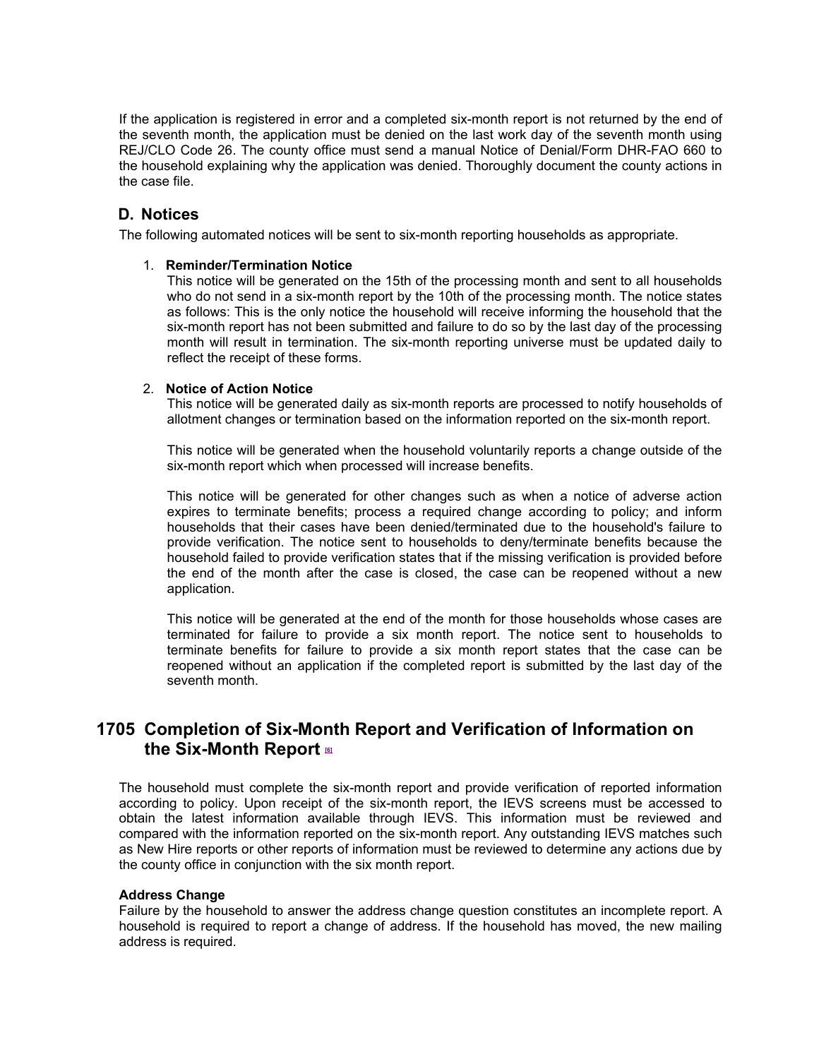If the application is registered in error and a completed six-month report is not returned by the end of the seventh month, the application must be denied on the last work day of the seventh month using REJ/CLO Code 26. The county office must send a manual Notice of Denial/Form DHR-FAO 660 to the household explaining why the application was denied. Thoroughly document the county actions in the case file.

## D. Notices

The following automated notices will be sent to six-month reporting households as appropriate.

1. **Reminder/Termination Notice**
   This notice will be generated on the 15th of the processing month and sent to all households who do not send in a six-month report by the 10th of the processing month. The notice states as follows: This is the only notice the household will receive informing the household that the six-month report has not been submitted and failure to do so by the last day of the processing month will result in termination. The six-month reporting universe must be updated daily to reflect the receipt of these forms.

2. **Notice of Action Notice**
   This notice will be generated daily as six-month reports are processed to notify households of allotment changes or termination based on the information reported on the six-month report.

   This notice will be generated when the household voluntarily reports a change outside of the six-month report which when processed will increase benefits.

   This notice will be generated for other changes such as when a notice of adverse action expires to terminate benefits; process a required change according to policy; and inform households that their cases have been denied/terminated due to the household's failure to provide verification. The notice sent to households to deny/terminate benefits because the household failed to provide verification states that if the missing verification is provided before the end of the month after the case is closed, the case can be reopened without a new application.

   This notice will be generated at the end of the month for those households whose cases are terminated for failure to provide a six month report. The notice sent to households to terminate benefits for failure to provide a six month report states that the case can be reopened without an application if the completed report is submitted by the last day of the seventh month.

# 1705 Completion of Six-Month Report and Verification of Information on the Six-Month Report [6]

The household must complete the six-month report and provide verification of reported information according to policy. Upon receipt of the six-month report, the IEVS screens must be accessed to obtain the latest information available through IEVS. This information must be reviewed and compared with the information reported on the six-month report. Any outstanding IEVS matches such as New Hire reports or other reports of information must be reviewed to determine any actions due by the county office in conjunction with the six month report.

**Address Change**
Failure by the household to answer the address change question constitutes an incomplete report. A household is required to report a change of address. If the household has moved, the new mailing address is required.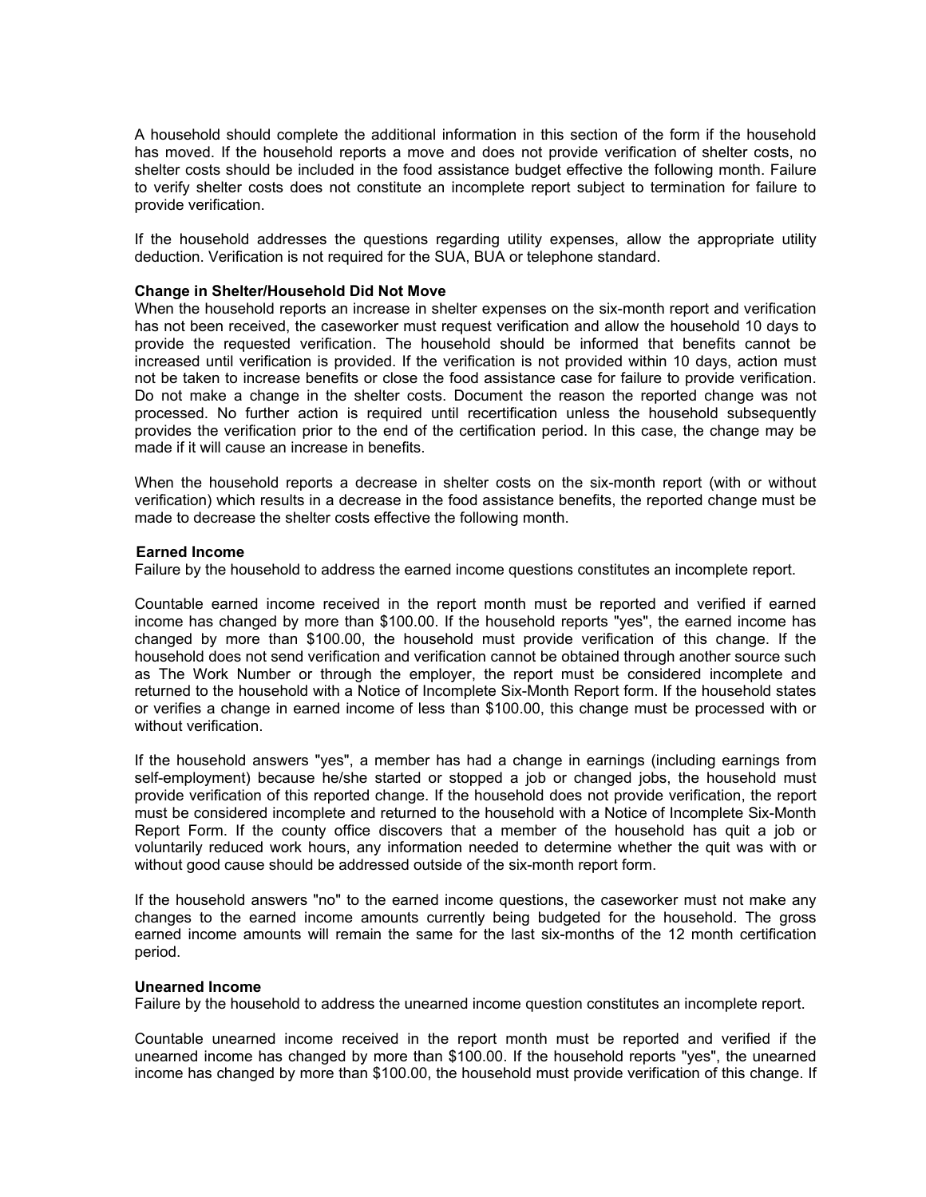A household should complete the additional information in this section of the form if the household has moved. If the household reports a move and does not provide verification of shelter costs, no shelter costs should be included in the food assistance budget effective the following month. Failure to verify shelter costs does not constitute an incomplete report subject to termination for failure to provide verification.

If the household addresses the questions regarding utility expenses, allow the appropriate utility deduction. Verification is not required for the SUA, BUA or telephone standard.

**Change in Shelter/Household Did Not Move**

When the household reports an increase in shelter expenses on the six-month report and verification has not been received, the caseworker must request verification and allow the household 10 days to provide the requested verification. The household should be informed that benefits cannot be increased until verification is provided. If the verification is not provided within 10 days, action must not be taken to increase benefits or close the food assistance case for failure to provide verification. Do not make a change in the shelter costs. Document the reason the reported change was not processed. No further action is required until recertification unless the household subsequently provides the verification prior to the end of the certification period. In this case, the change may be made if it will cause an increase in benefits.

When the household reports a decrease in shelter costs on the six-month report (with or without verification) which results in a decrease in the food assistance benefits, the reported change must be made to decrease the shelter costs effective the following month.

**Earned Income**

Failure by the household to address the earned income questions constitutes an incomplete report.

Countable earned income received in the report month must be reported and verified if earned income has changed by more than $100.00. If the household reports "yes", the earned income has changed by more than $100.00, the household must provide verification of this change. If the household does not send verification and verification cannot be obtained through another source such as The Work Number or through the employer, the report must be considered incomplete and returned to the household with a Notice of Incomplete Six-Month Report form. If the household states or verifies a change in earned income of less than $100.00, this change must be processed with or without verification.

If the household answers "yes", a member has had a change in earnings (including earnings from self-employment) because he/she started or stopped a job or changed jobs, the household must provide verification of this reported change. If the household does not provide verification, the report must be considered incomplete and returned to the household with a Notice of Incomplete Six-Month Report Form. If the county office discovers that a member of the household has quit a job or voluntarily reduced work hours, any information needed to determine whether the quit was with or without good cause should be addressed outside of the six-month report form.

If the household answers "no" to the earned income questions, the caseworker must not make any changes to the earned income amounts currently being budgeted for the household. The gross earned income amounts will remain the same for the last six-months of the 12 month certification period.

**Unearned Income**

Failure by the household to address the unearned income question constitutes an incomplete report.

Countable unearned income received in the report month must be reported and verified if the unearned income has changed by more than $100.00. If the household reports "yes", the unearned income has changed by more than $100.00, the household must provide verification of this change. If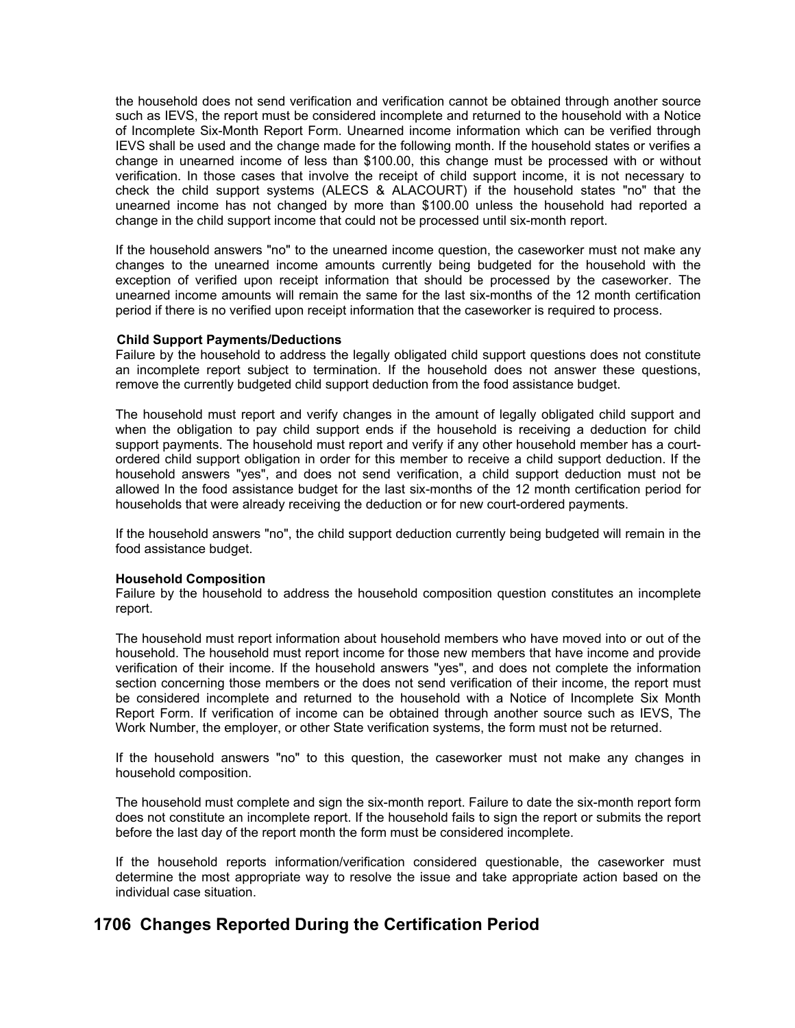the household does not send verification and verification cannot be obtained through another source such as IEVS, the report must be considered incomplete and returned to the household with a Notice of Incomplete Six-Month Report Form. Unearned income information which can be verified through IEVS shall be used and the change made for the following month. If the household states or verifies a change in unearned income of less than $100.00, this change must be processed with or without verification. In those cases that involve the receipt of child support income, it is not necessary to check the child support systems (ALECS & ALACOURT) if the household states "no" that the unearned income has not changed by more than $100.00 unless the household had reported a change in the child support income that could not be processed until six-month report.

If the household answers "no" to the unearned income question, the caseworker must not make any changes to the unearned income amounts currently being budgeted for the household with the exception of verified upon receipt information that should be processed by the caseworker. The unearned income amounts will remain the same for the last six-months of the 12 month certification period if there is no verified upon receipt information that the caseworker is required to process.

**Child Support Payments/Deductions**

Failure by the household to address the legally obligated child support questions does not constitute an incomplete report subject to termination. If the household does not answer these questions, remove the currently budgeted child support deduction from the food assistance budget.

The household must report and verify changes in the amount of legally obligated child support and when the obligation to pay child support ends if the household is receiving a deduction for child support payments. The household must report and verify if any other household member has a court-ordered child support obligation in order for this member to receive a child support deduction. If the household answers "yes", and does not send verification, a child support deduction must not be allowed In the food assistance budget for the last six-months of the 12 month certification period for households that were already receiving the deduction or for new court-ordered payments.

If the household answers "no", the child support deduction currently being budgeted will remain in the food assistance budget.

**Household Composition**

Failure by the household to address the household composition question constitutes an incomplete report.

The household must report information about household members who have moved into or out of the household. The household must report income for those new members that have income and provide verification of their income. If the household answers "yes", and does not complete the information section concerning those members or the does not send verification of their income, the report must be considered incomplete and returned to the household with a Notice of Incomplete Six Month Report Form. If verification of income can be obtained through another source such as IEVS, The Work Number, the employer, or other State verification systems, the form must not be returned.

If the household answers "no" to this question, the caseworker must not make any changes in household composition.

The household must complete and sign the six-month report. Failure to date the six-month report form does not constitute an incomplete report. If the household fails to sign the report or submits the report before the last day of the report month the form must be considered incomplete.

If the household reports information/verification considered questionable, the caseworker must determine the most appropriate way to resolve the issue and take appropriate action based on the individual case situation.

## 1706 Changes Reported During the Certification Period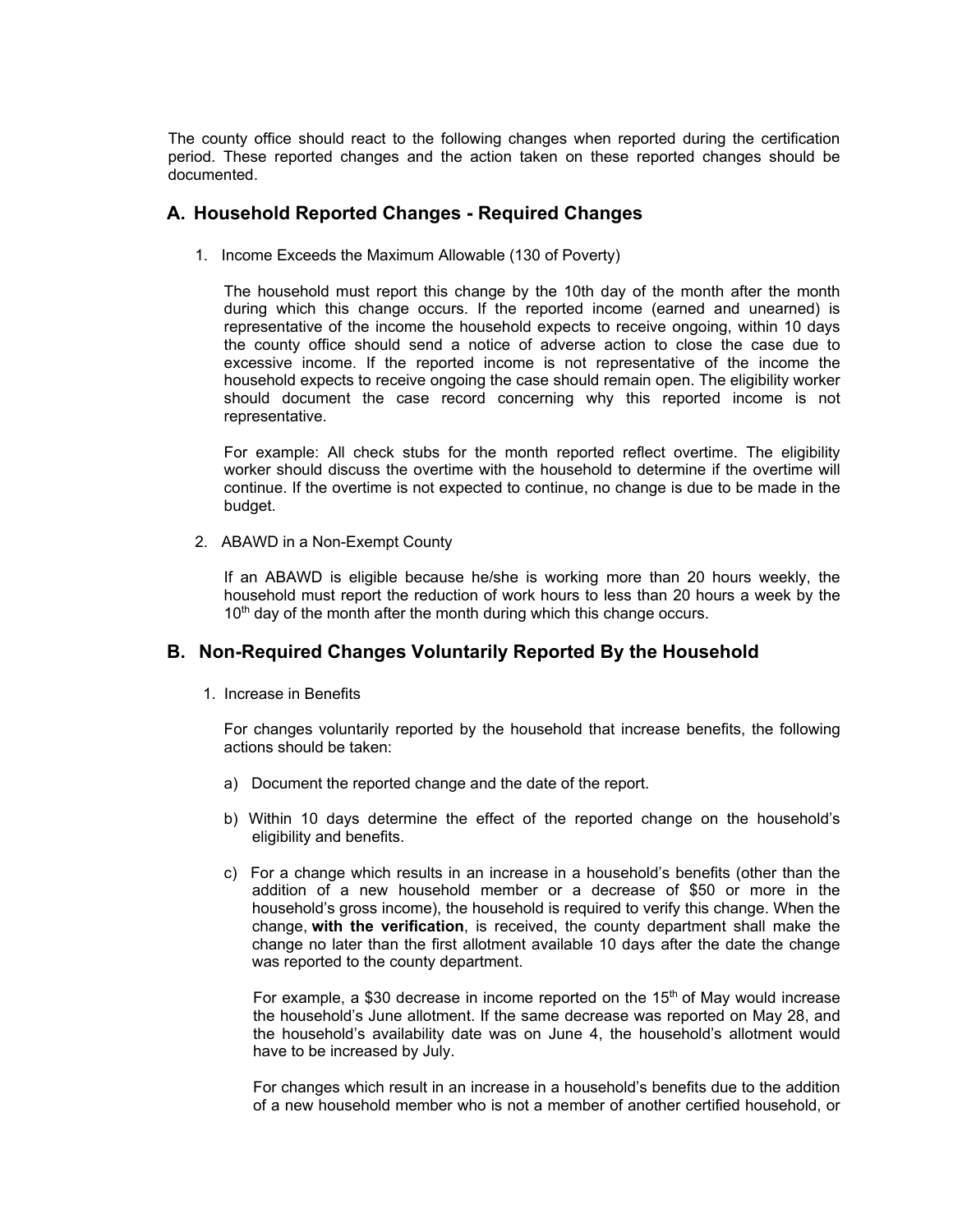The county office should react to the following changes when reported during the certification period. These reported changes and the action taken on these reported changes should be documented.

## A. Household Reported Changes - Required Changes

1. Income Exceeds the Maximum Allowable (130 of Poverty)

   The household must report this change by the 10th day of the month after the month during which this change occurs. If the reported income (earned and unearned) is representative of the income the household expects to receive ongoing, within 10 days the county office should send a notice of adverse action to close the case due to excessive income. If the reported income is not representative of the income the household expects to receive ongoing the case should remain open. The eligibility worker should document the case record concerning why this reported income is not representative.

   For example: All check stubs for the month reported reflect overtime. The eligibility worker should discuss the overtime with the household to determine if the overtime will continue. If the overtime is not expected to continue, no change is due to be made in the budget.

2. ABAWD in a Non-Exempt County

   If an ABAWD is eligible because he/she is working more than 20 hours weekly, the household must report the reduction of work hours to less than 20 hours a week by the 10th day of the month after the month during which this change occurs.

## B. Non-Required Changes Voluntarily Reported By the Household

1. Increase in Benefits

   For changes voluntarily reported by the household that increase benefits, the following actions should be taken:

   a) Document the reported change and the date of the report.

   b) Within 10 days determine the effect of the reported change on the household's eligibility and benefits.

   c) For a change which results in an increase in a household's benefits (other than the addition of a new household member or a decrease of $50 or more in the household's gross income), the household is required to verify this change. When the change, **with the verification**, is received, the county department shall make the change no later than the first allotment available 10 days after the date the change was reported to the county department.

      For example, a $30 decrease in income reported on the 15th of May would increase the household's June allotment. If the same decrease was reported on May 28, and the household's availability date was on June 4, the household's allotment would have to be increased by July.

      For changes which result in an increase in a household's benefits due to the addition of a new household member who is not a member of another certified household, or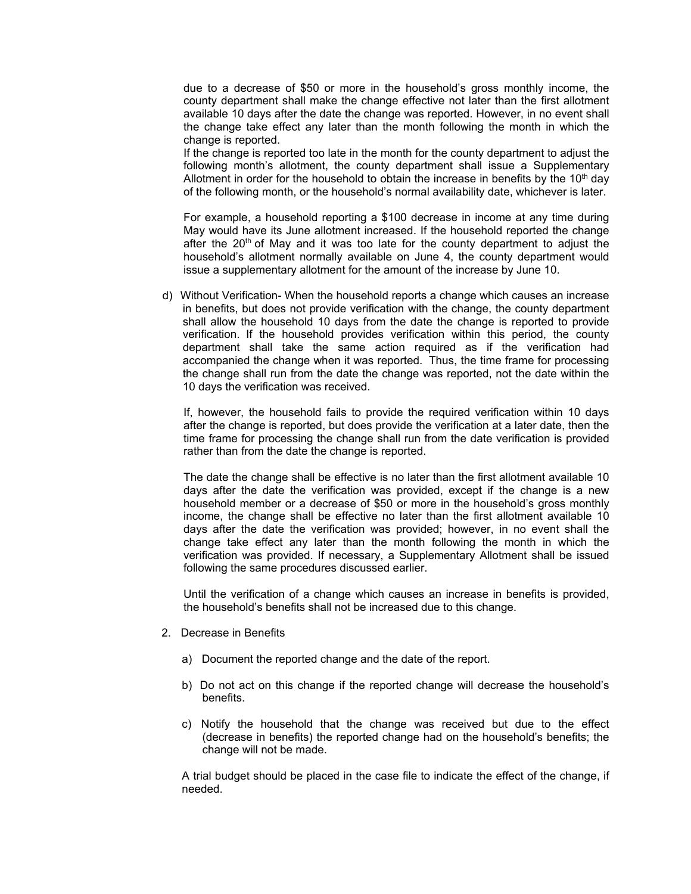due to a decrease of $50 or more in the household's gross monthly income, the county department shall make the change effective not later than the first allotment available 10 days after the date the change was reported. However, in no event shall the change take effect any later than the month following the month in which the change is reported.

If the change is reported too late in the month for the county department to adjust the following month's allotment, the county department shall issue a Supplementary Allotment in order for the household to obtain the increase in benefits by the 10th day of the following month, or the household's normal availability date, whichever is later.

For example, a household reporting a $100 decrease in income at any time during May would have its June allotment increased. If the household reported the change after the 20th of May and it was too late for the county department to adjust the household's allotment normally available on June 4, the county department would issue a supplementary allotment for the amount of the increase by June 10.

d) Without Verification- When the household reports a change which causes an increase in benefits, but does not provide verification with the change, the county department shall allow the household 10 days from the date the change is reported to provide verification. If the household provides verification within this period, the county department shall take the same action required as if the verification had accompanied the change when it was reported. Thus, the time frame for processing the change shall run from the date the change was reported, not the date within the 10 days the verification was received.

If, however, the household fails to provide the required verification within 10 days after the change is reported, but does provide the verification at a later date, then the time frame for processing the change shall run from the date verification is provided rather than from the date the change is reported.

The date the change shall be effective is no later than the first allotment available 10 days after the date the verification was provided, except if the change is a new household member or a decrease of $50 or more in the household's gross monthly income, the change shall be effective no later than the first allotment available 10 days after the date the verification was provided; however, in no event shall the change take effect any later than the month following the month in which the verification was provided. If necessary, a Supplementary Allotment shall be issued following the same procedures discussed earlier.

Until the verification of a change which causes an increase in benefits is provided, the household's benefits shall not be increased due to this change.

2. Decrease in Benefits

   a) Document the reported change and the date of the report.

   b) Do not act on this change if the reported change will decrease the household's benefits.

   c) Notify the household that the change was received but due to the effect (decrease in benefits) the reported change had on the household's benefits; the change will not be made.

A trial budget should be placed in the case file to indicate the effect of the change, if needed.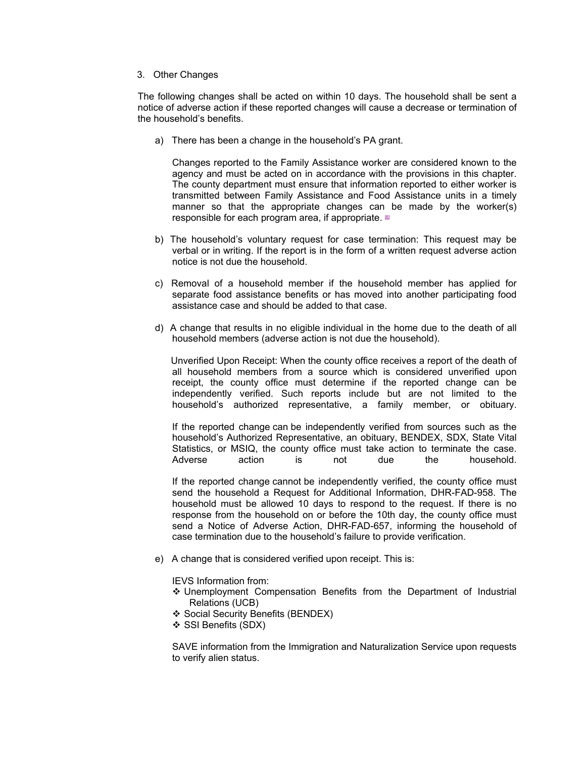3. Other Changes

The following changes shall be acted on within 10 days. The household shall be sent a notice of adverse action if these reported changes will cause a decrease or termination of the household's benefits.

a) There has been a change in the household's PA grant.

   Changes reported to the Family Assistance worker are considered known to the agency and must be acted on in accordance with the provisions in this chapter. The county department must ensure that information reported to either worker is transmitted between Family Assistance and Food Assistance units in a timely manner so that the appropriate changes can be made by the worker(s) responsible for each program area, if appropriate. [6]

b) The household's voluntary request for case termination: This request may be verbal or in writing. If the report is in the form of a written request adverse action notice is not due the household.

c) Removal of a household member if the household member has applied for separate food assistance benefits or has moved into another participating food assistance case and should be added to that case.

d) A change that results in no eligible individual in the home due to the death of all household members (adverse action is not due the household).

   Unverified Upon Receipt: When the county office receives a report of the death of all household members from a source which is considered unverified upon receipt, the county office must determine if the reported change can be independently verified. Such reports include but are not limited to the household's authorized representative, a family member, or obituary.

   If the reported change can be independently verified from sources such as the household's Authorized Representative, an obituary, BENDEX, SDX, State Vital Statistics, or MSIQ, the county office must take action to terminate the case. Adverse action is not due the household.

   If the reported change cannot be independently verified, the county office must send the household a Request for Additional Information, DHR-FAD-958. The household must be allowed 10 days to respond to the request. If there is no response from the household on or before the 10th day, the county office must send a Notice of Adverse Action, DHR-FAD-657, informing the household of case termination due to the household's failure to provide verification.

e) A change that is considered verified upon receipt. This is:

   IEVS Information from:
   - ❖ Unemployment Compensation Benefits from the Department of Industrial Relations (UCB)
   - ❖ Social Security Benefits (BENDEX)
   - ❖ SSI Benefits (SDX)

   SAVE information from the Immigration and Naturalization Service upon requests to verify alien status.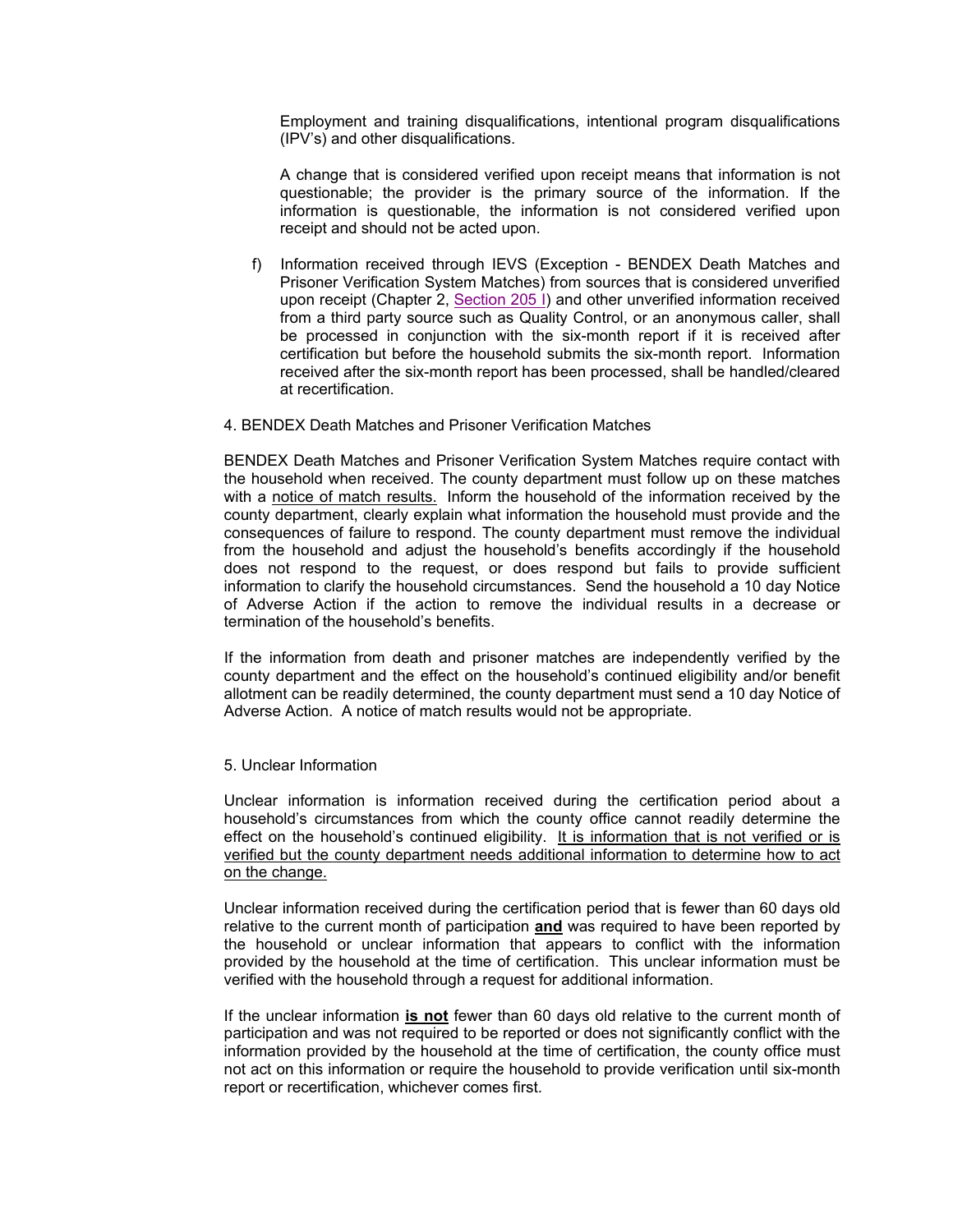Employment and training disqualifications, intentional program disqualifications (IPV's) and other disqualifications.

A change that is considered verified upon receipt means that information is not questionable; the provider is the primary source of the information. If the information is questionable, the information is not considered verified upon receipt and should not be acted upon.

f) Information received through IEVS (Exception - BENDEX Death Matches and Prisoner Verification System Matches) from sources that is considered unverified upon receipt (Chapter 2, Section 205 I) and other unverified information received from a third party source such as Quality Control, or an anonymous caller, shall be processed in conjunction with the six-month report if it is received after certification but before the household submits the six-month report. Information received after the six-month report has been processed, shall be handled/cleared at recertification.

4. BENDEX Death Matches and Prisoner Verification Matches

BENDEX Death Matches and Prisoner Verification System Matches require contact with the household when received. The county department must follow up on these matches with a notice of match results. Inform the household of the information received by the county department, clearly explain what information the household must provide and the consequences of failure to respond. The county department must remove the individual from the household and adjust the household's benefits accordingly if the household does not respond to the request, or does respond but fails to provide sufficient information to clarify the household circumstances. Send the household a 10 day Notice of Adverse Action if the action to remove the individual results in a decrease or termination of the household's benefits.

If the information from death and prisoner matches are independently verified by the county department and the effect on the household's continued eligibility and/or benefit allotment can be readily determined, the county department must send a 10 day Notice of Adverse Action. A notice of match results would not be appropriate.

5. Unclear Information

Unclear information is information received during the certification period about a household's circumstances from which the county office cannot readily determine the effect on the household's continued eligibility. It is information that is not verified or is verified but the county department needs additional information to determine how to act on the change.

Unclear information received during the certification period that is fewer than 60 days old relative to the current month of participation **and** was required to have been reported by the household or unclear information that appears to conflict with the information provided by the household at the time of certification. This unclear information must be verified with the household through a request for additional information.

If the unclear information **is not** fewer than 60 days old relative to the current month of participation and was not required to be reported or does not significantly conflict with the information provided by the household at the time of certification, the county office must not act on this information or require the household to provide verification until six-month report or recertification, whichever comes first.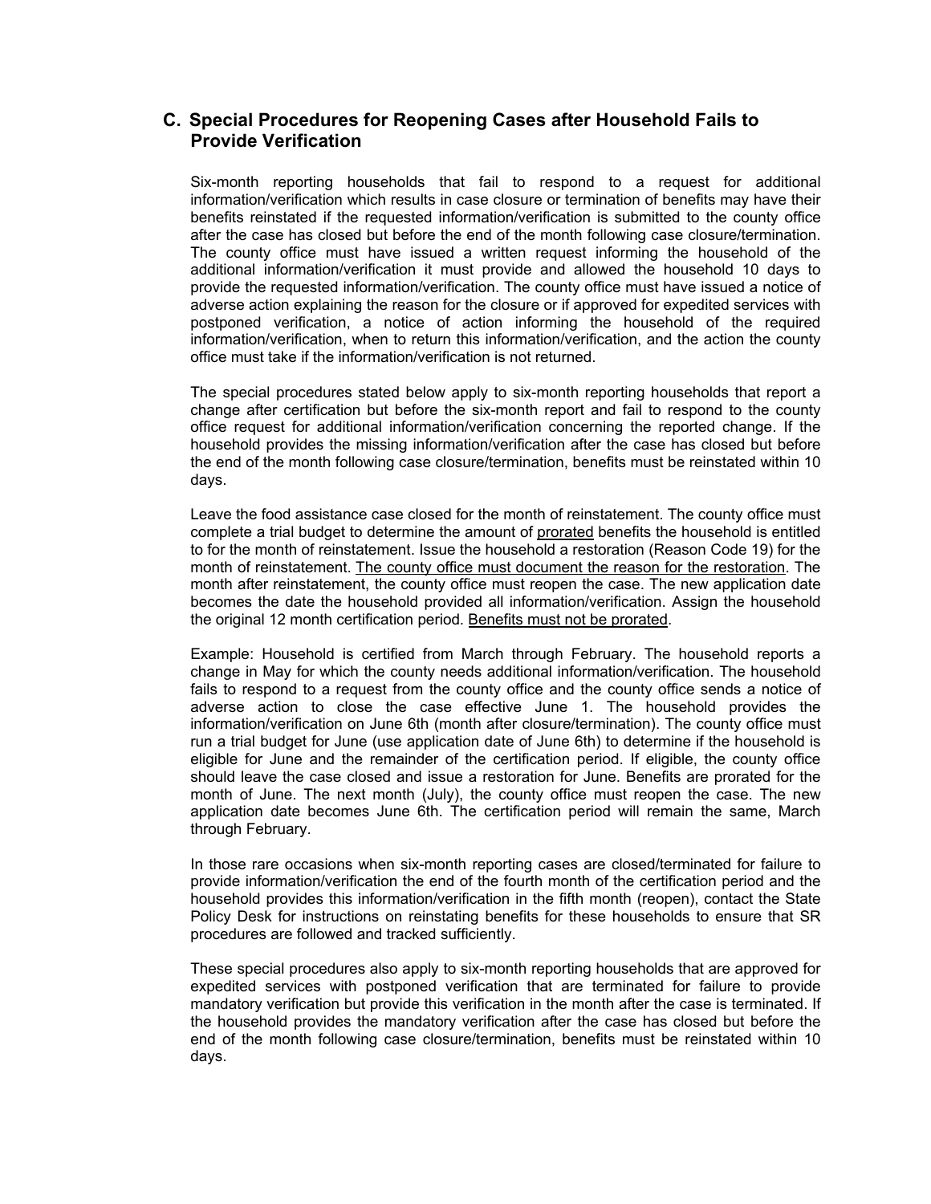## C. Special Procedures for Reopening Cases after Household Fails to Provide Verification

Six-month reporting households that fail to respond to a request for additional information/verification which results in case closure or termination of benefits may have their benefits reinstated if the requested information/verification is submitted to the county office after the case has closed but before the end of the month following case closure/termination. The county office must have issued a written request informing the household of the additional information/verification it must provide and allowed the household 10 days to provide the requested information/verification. The county office must have issued a notice of adverse action explaining the reason for the closure or if approved for expedited services with postponed verification, a notice of action informing the household of the required information/verification, when to return this information/verification, and the action the county office must take if the information/verification is not returned.

The special procedures stated below apply to six-month reporting households that report a change after certification but before the six-month report and fail to respond to the county office request for additional information/verification concerning the reported change. If the household provides the missing information/verification after the case has closed but before the end of the month following case closure/termination, benefits must be reinstated within 10 days.

Leave the food assistance case closed for the month of reinstatement. The county office must complete a trial budget to determine the amount of <u>prorated</u> benefits the household is entitled to for the month of reinstatement. Issue the household a restoration (Reason Code 19) for the month of reinstatement. <u>The county office must document the reason for the restoration</u>. The month after reinstatement, the county office must reopen the case. The new application date becomes the date the household provided all information/verification. Assign the household the original 12 month certification period. <u>Benefits must not be prorated</u>.

Example: Household is certified from March through February. The household reports a change in May for which the county needs additional information/verification. The household fails to respond to a request from the county office and the county office sends a notice of adverse action to close the case effective June 1. The household provides the information/verification on June 6th (month after closure/termination). The county office must run a trial budget for June (use application date of June 6th) to determine if the household is eligible for June and the remainder of the certification period. If eligible, the county office should leave the case closed and issue a restoration for June. Benefits are prorated for the month of June. The next month (July), the county office must reopen the case. The new application date becomes June 6th. The certification period will remain the same, March through February.

In those rare occasions when six-month reporting cases are closed/terminated for failure to provide information/verification the end of the fourth month of the certification period and the household provides this information/verification in the fifth month (reopen), contact the State Policy Desk for instructions on reinstating benefits for these households to ensure that SR procedures are followed and tracked sufficiently.

These special procedures also apply to six-month reporting households that are approved for expedited services with postponed verification that are terminated for failure to provide mandatory verification but provide this verification in the month after the case is terminated. If the household provides the mandatory verification after the case has closed but before the end of the month following case closure/termination, benefits must be reinstated within 10 days.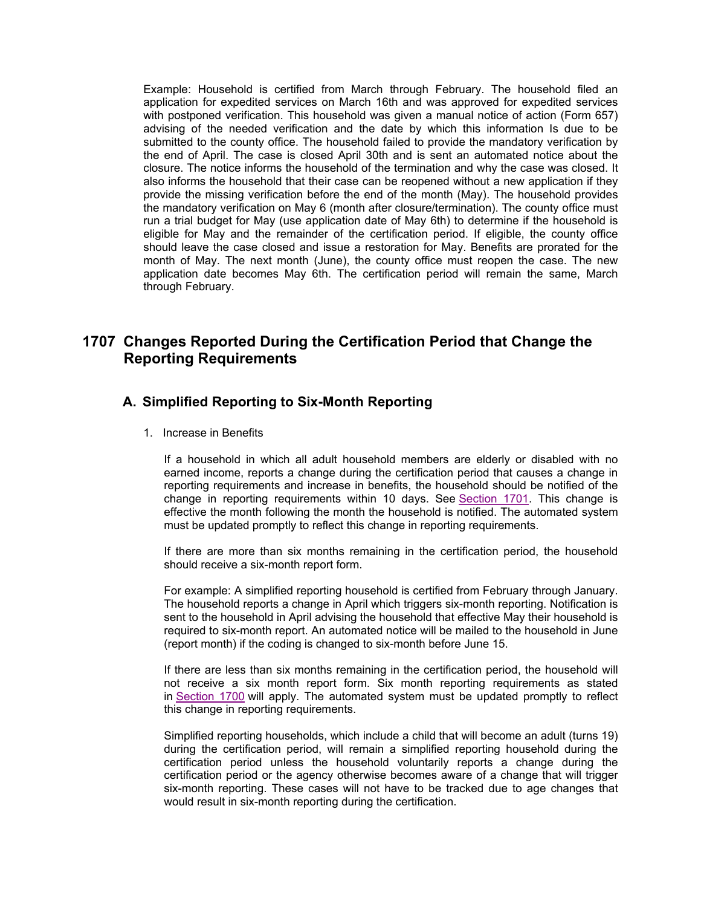Example: Household is certified from March through February. The household filed an application for expedited services on March 16th and was approved for expedited services with postponed verification. This household was given a manual notice of action (Form 657) advising of the needed verification and the date by which this information Is due to be submitted to the county office. The household failed to provide the mandatory verification by the end of April. The case is closed April 30th and is sent an automated notice about the closure. The notice informs the household of the termination and why the case was closed. It also informs the household that their case can be reopened without a new application if they provide the missing verification before the end of the month (May). The household provides the mandatory verification on May 6 (month after closure/termination). The county office must run a trial budget for May (use application date of May 6th) to determine if the household is eligible for May and the remainder of the certification period. If eligible, the county office should leave the case closed and issue a restoration for May. Benefits are prorated for the month of May. The next month (June), the county office must reopen the case. The new application date becomes May 6th. The certification period will remain the same, March through February.

## 1707 Changes Reported During the Certification Period that Change the Reporting Requirements

### A. Simplified Reporting to Six-Month Reporting

1. Increase in Benefits

If a household in which all adult household members are elderly or disabled with no earned income, reports a change during the certification period that causes a change in reporting requirements and increase in benefits, the household should be notified of the change in reporting requirements within 10 days. See Section 1701. This change is effective the month following the month the household is notified. The automated system must be updated promptly to reflect this change in reporting requirements.

If there are more than six months remaining in the certification period, the household should receive a six-month report form.

For example: A simplified reporting household is certified from February through January. The household reports a change in April which triggers six-month reporting. Notification is sent to the household in April advising the household that effective May their household is required to six-month report. An automated notice will be mailed to the household in June (report month) if the coding is changed to six-month before June 15.

If there are less than six months remaining in the certification period, the household will not receive a six month report form. Six month reporting requirements as stated in Section 1700 will apply. The automated system must be updated promptly to reflect this change in reporting requirements.

Simplified reporting households, which include a child that will become an adult (turns 19) during the certification period, will remain a simplified reporting household during the certification period unless the household voluntarily reports a change during the certification period or the agency otherwise becomes aware of a change that will trigger six-month reporting. These cases will not have to be tracked due to age changes that would result in six-month reporting during the certification.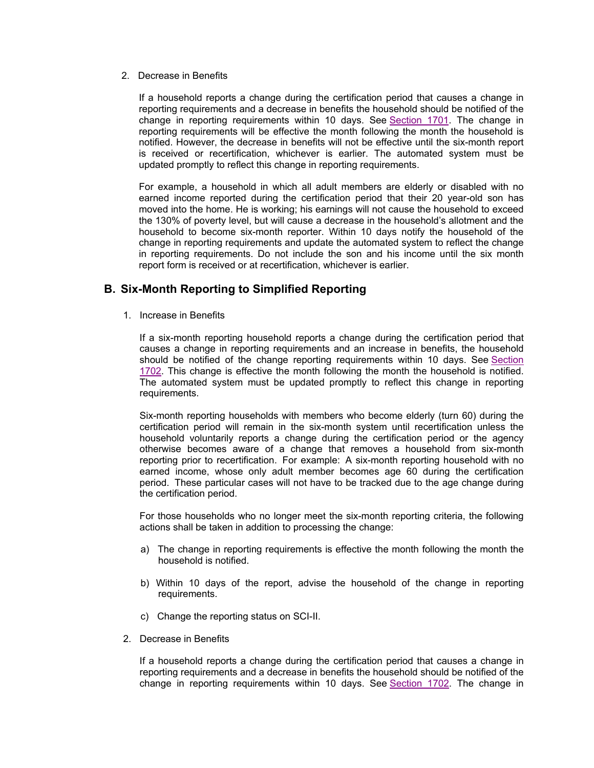2. Decrease in Benefits

If a household reports a change during the certification period that causes a change in reporting requirements and a decrease in benefits the household should be notified of the change in reporting requirements within 10 days. See Section 1701. The change in reporting requirements will be effective the month following the month the household is notified. However, the decrease in benefits will not be effective until the six-month report is received or recertification, whichever is earlier. The automated system must be updated promptly to reflect this change in reporting requirements.

For example, a household in which all adult members are elderly or disabled with no earned income reported during the certification period that their 20 year-old son has moved into the home. He is working; his earnings will not cause the household to exceed the 130% of poverty level, but will cause a decrease in the household's allotment and the household to become six-month reporter. Within 10 days notify the household of the change in reporting requirements and update the automated system to reflect the change in reporting requirements. Do not include the son and his income until the six month report form is received or at recertification, whichever is earlier.

## B. Six-Month Reporting to Simplified Reporting

1. Increase in Benefits

If a six-month reporting household reports a change during the certification period that causes a change in reporting requirements and an increase in benefits, the household should be notified of the change reporting requirements within 10 days. See Section 1702. This change is effective the month following the month the household is notified. The automated system must be updated promptly to reflect this change in reporting requirements.

Six-month reporting households with members who become elderly (turn 60) during the certification period will remain in the six-month system until recertification unless the household voluntarily reports a change during the certification period or the agency otherwise becomes aware of a change that removes a household from six-month reporting prior to recertification. For example: A six-month reporting household with no earned income, whose only adult member becomes age 60 during the certification period. These particular cases will not have to be tracked due to the age change during the certification period.

For those households who no longer meet the six-month reporting criteria, the following actions shall be taken in addition to processing the change:

a) The change in reporting requirements is effective the month following the month the household is notified.

b) Within 10 days of the report, advise the household of the change in reporting requirements.

c) Change the reporting status on SCI-II.

2. Decrease in Benefits

If a household reports a change during the certification period that causes a change in reporting requirements and a decrease in benefits the household should be notified of the change in reporting requirements within 10 days. See Section 1702. The change in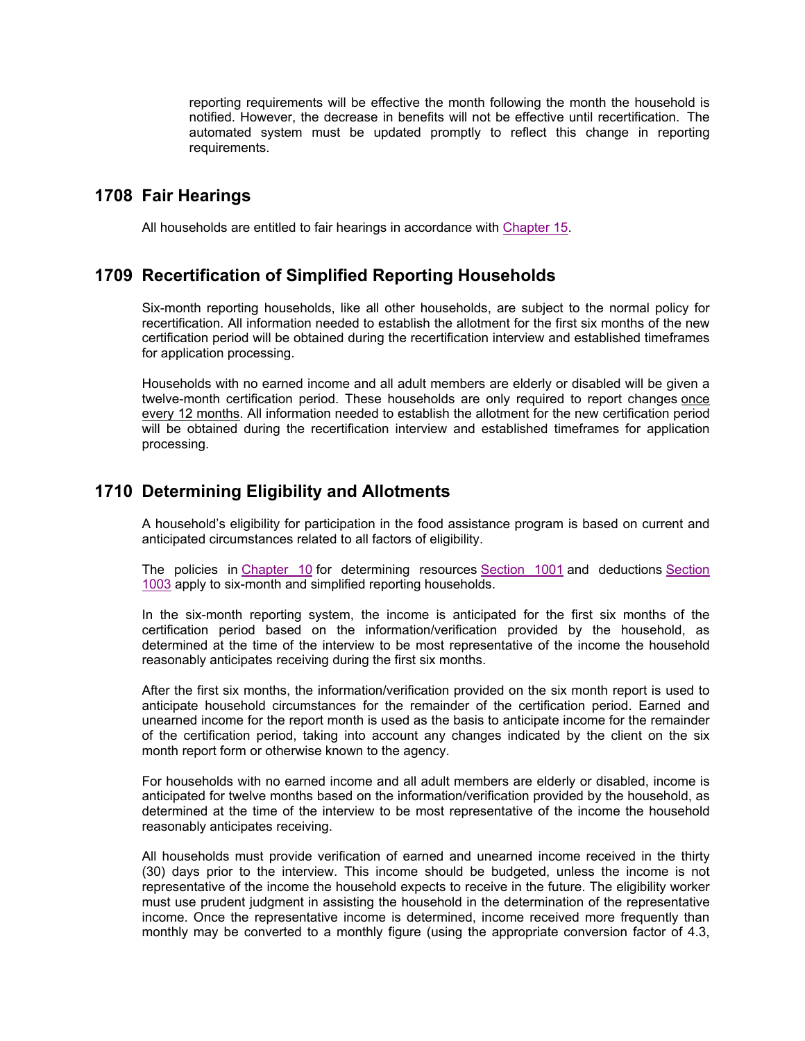reporting requirements will be effective the month following the month the household is notified. However, the decrease in benefits will not be effective until recertification. The automated system must be updated promptly to reflect this change in reporting requirements.

## 1708 Fair Hearings

All households are entitled to fair hearings in accordance with Chapter 15.

## 1709 Recertification of Simplified Reporting Households

Six-month reporting households, like all other households, are subject to the normal policy for recertification. All information needed to establish the allotment for the first six months of the new certification period will be obtained during the recertification interview and established timeframes for application processing.

Households with no earned income and all adult members are elderly or disabled will be given a twelve-month certification period. These households are only required to report changes once every 12 months. All information needed to establish the allotment for the new certification period will be obtained during the recertification interview and established timeframes for application processing.

## 1710 Determining Eligibility and Allotments

A household's eligibility for participation in the food assistance program is based on current and anticipated circumstances related to all factors of eligibility.

The policies in Chapter 10 for determining resources Section 1001 and deductions Section 1003 apply to six-month and simplified reporting households.

In the six-month reporting system, the income is anticipated for the first six months of the certification period based on the information/verification provided by the household, as determined at the time of the interview to be most representative of the income the household reasonably anticipates receiving during the first six months.

After the first six months, the information/verification provided on the six month report is used to anticipate household circumstances for the remainder of the certification period. Earned and unearned income for the report month is used as the basis to anticipate income for the remainder of the certification period, taking into account any changes indicated by the client on the six month report form or otherwise known to the agency.

For households with no earned income and all adult members are elderly or disabled, income is anticipated for twelve months based on the information/verification provided by the household, as determined at the time of the interview to be most representative of the income the household reasonably anticipates receiving.

All households must provide verification of earned and unearned income received in the thirty (30) days prior to the interview. This income should be budgeted, unless the income is not representative of the income the household expects to receive in the future. The eligibility worker must use prudent judgment in assisting the household in the determination of the representative income. Once the representative income is determined, income received more frequently than monthly may be converted to a monthly figure (using the appropriate conversion factor of 4.3,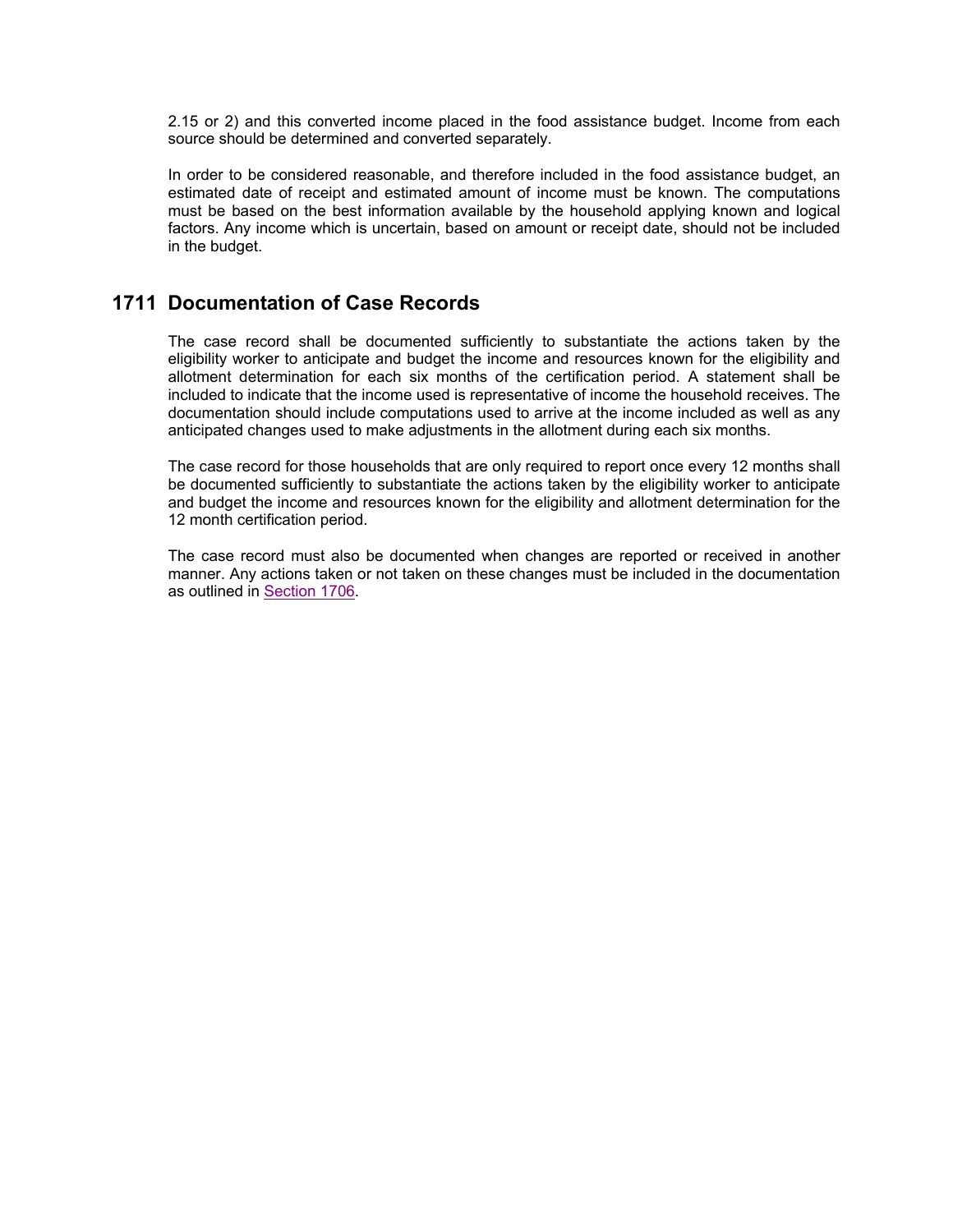2.15 or 2) and this converted income placed in the food assistance budget. Income from each source should be determined and converted separately.

In order to be considered reasonable, and therefore included in the food assistance budget, an estimated date of receipt and estimated amount of income must be known. The computations must be based on the best information available by the household applying known and logical factors. Any income which is uncertain, based on amount or receipt date, should not be included in the budget.

## 1711 Documentation of Case Records

The case record shall be documented sufficiently to substantiate the actions taken by the eligibility worker to anticipate and budget the income and resources known for the eligibility and allotment determination for each six months of the certification period. A statement shall be included to indicate that the income used is representative of income the household receives. The documentation should include computations used to arrive at the income included as well as any anticipated changes used to make adjustments in the allotment during each six months.

The case record for those households that are only required to report once every 12 months shall be documented sufficiently to substantiate the actions taken by the eligibility worker to anticipate and budget the income and resources known for the eligibility and allotment determination for the 12 month certification period.

The case record must also be documented when changes are reported or received in another manner. Any actions taken or not taken on these changes must be included in the documentation as outlined in Section 1706.